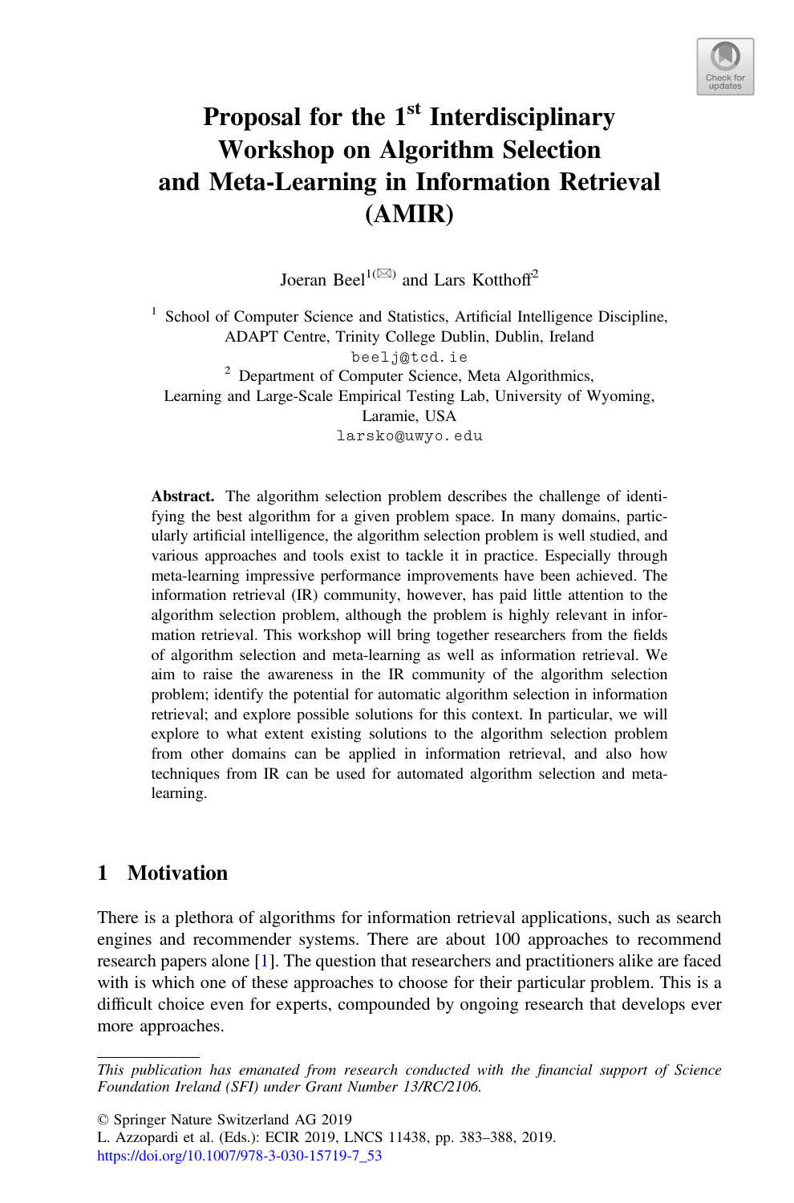# Proposal for the 1st Interdisciplinary Workshop on Algorithm Selection and Meta-Learning in Information Retrieval (AMIR)

Joeran Beel[1](✉) and Lars Kotthoff[2]

[1] School of Computer Science and Statistics, Artificial Intelligence Discipline, ADAPT Centre, Trinity College Dublin, Dublin, Ireland
beelj@tcd.ie

[2] Department of Computer Science, Meta Algorithmics, Learning and Large-Scale Empirical Testing Lab, University of Wyoming, Laramie, USA
larsko@uwyo.edu

**Abstract.** The algorithm selection problem describes the challenge of identifying the best algorithm for a given problem space. In many domains, particularly artificial intelligence, the algorithm selection problem is well studied, and various approaches and tools exist to tackle it in practice. Especially through meta-learning impressive performance improvements have been achieved. The information retrieval (IR) community, however, has paid little attention to the algorithm selection problem, although the problem is highly relevant in information retrieval. This workshop will bring together researchers from the fields of algorithm selection and meta-learning as well as information retrieval. We aim to raise the awareness in the IR community of the algorithm selection problem; identify the potential for automatic algorithm selection in information retrieval; and explore possible solutions for this context. In particular, we will explore to what extent existing solutions to the algorithm selection problem from other domains can be applied in information retrieval, and also how techniques from IR can be used for automated algorithm selection and meta-learning.

## 1 Motivation

There is a plethora of algorithms for information retrieval applications, such as search engines and recommender systems. There are about 100 approaches to recommend research papers alone [1]. The question that researchers and practitioners alike are faced with is which one of these approaches to choose for their particular problem. This is a difficult choice even for experts, compounded by ongoing research that develops ever more approaches.

*This publication has emanated from research conducted with the financial support of Science Foundation Ireland (SFI) under Grant Number 13/RC/2106.*

© Springer Nature Switzerland AG 2019
L. Azzopardi et al. (Eds.): ECIR 2019, LNCS 11438, pp. 383–388, 2019.
https://doi.org/10.1007/978-3-030-15719-7_53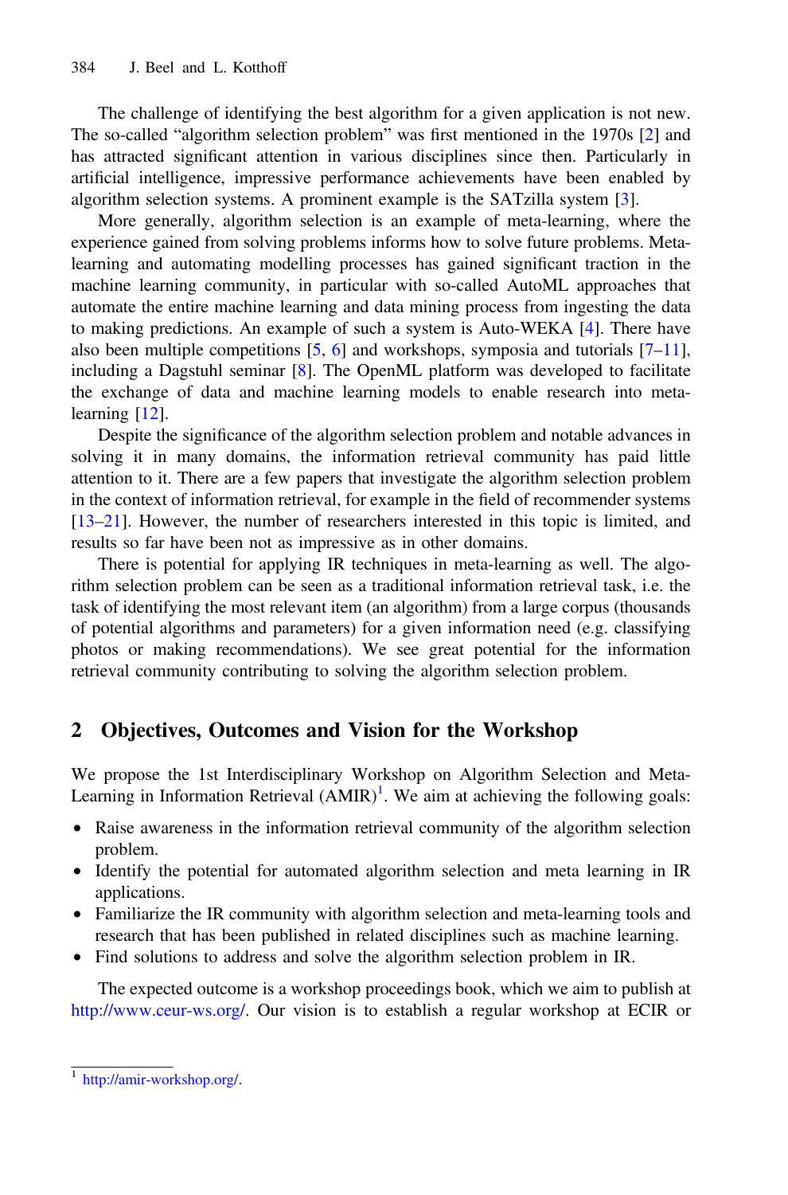The challenge of identifying the best algorithm for a given application is not new. The so-called "algorithm selection problem" was first mentioned in the 1970s [2] and has attracted significant attention in various disciplines since then. Particularly in artificial intelligence, impressive performance achievements have been enabled by algorithm selection systems. A prominent example is the SATzilla system [3].

More generally, algorithm selection is an example of meta-learning, where the experience gained from solving problems informs how to solve future problems. Meta-learning and automating modelling processes has gained significant traction in the machine learning community, in particular with so-called AutoML approaches that automate the entire machine learning and data mining process from ingesting the data to making predictions. An example of such a system is Auto-WEKA [4]. There have also been multiple competitions [5, 6] and workshops, symposia and tutorials [7–11], including a Dagstuhl seminar [8]. The OpenML platform was developed to facilitate the exchange of data and machine learning models to enable research into meta-learning [12].

Despite the significance of the algorithm selection problem and notable advances in solving it in many domains, the information retrieval community has paid little attention to it. There are a few papers that investigate the algorithm selection problem in the context of information retrieval, for example in the field of recommender systems [13–21]. However, the number of researchers interested in this topic is limited, and results so far have been not as impressive as in other domains.

There is potential for applying IR techniques in meta-learning as well. The algorithm selection problem can be seen as a traditional information retrieval task, i.e. the task of identifying the most relevant item (an algorithm) from a large corpus (thousands of potential algorithms and parameters) for a given information need (e.g. classifying photos or making recommendations). We see great potential for the information retrieval community contributing to solving the algorithm selection problem.

## 2 Objectives, Outcomes and Vision for the Workshop

We propose the 1st Interdisciplinary Workshop on Algorithm Selection and Meta-Learning in Information Retrieval (AMIR)[1]. We aim at achieving the following goals:

- Raise awareness in the information retrieval community of the algorithm selection problem.
- Identify the potential for automated algorithm selection and meta learning in IR applications.
- Familiarize the IR community with algorithm selection and meta-learning tools and research that has been published in related disciplines such as machine learning.
- Find solutions to address and solve the algorithm selection problem in IR.

The expected outcome is a workshop proceedings book, which we aim to publish at http://www.ceur-ws.org/. Our vision is to establish a regular workshop at ECIR or

[1] http://amir-workshop.org/.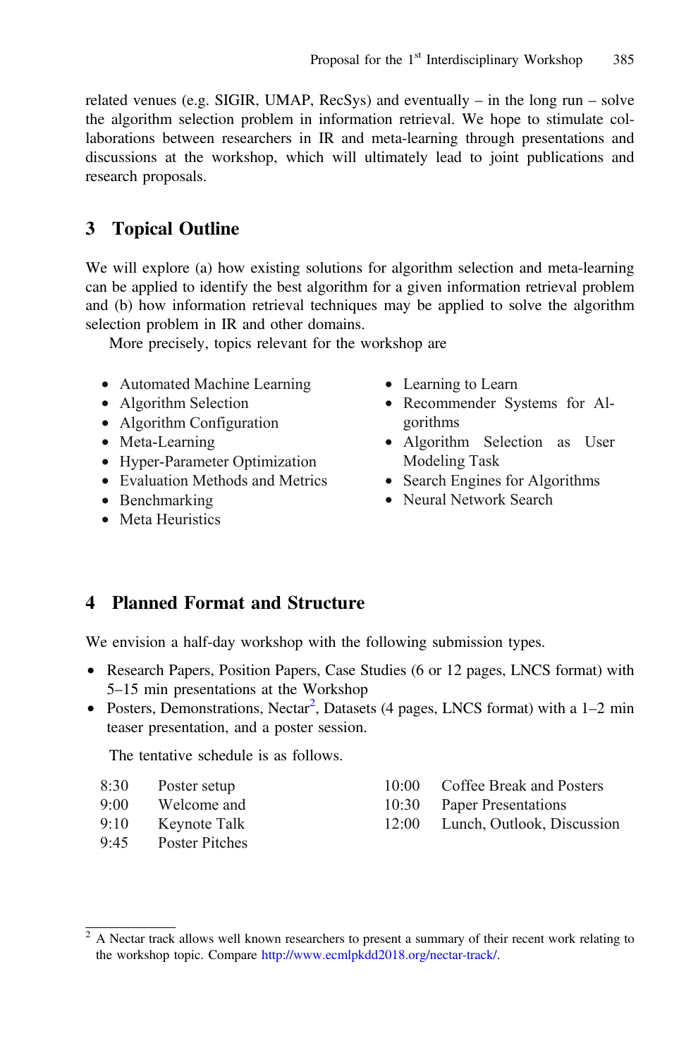related venues (e.g. SIGIR, UMAP, RecSys) and eventually – in the long run – solve the algorithm selection problem in information retrieval. We hope to stimulate collaborations between researchers in IR and meta-learning through presentations and discussions at the workshop, which will ultimately lead to joint publications and research proposals.

## 3 Topical Outline

We will explore (a) how existing solutions for algorithm selection and meta-learning can be applied to identify the best algorithm for a given information retrieval problem and (b) how information retrieval techniques may be applied to solve the algorithm selection problem in IR and other domains.

More precisely, topics relevant for the workshop are

- Automated Machine Learning
- Algorithm Selection
- Algorithm Configuration
- Meta-Learning
- Hyper-Parameter Optimization
- Evaluation Methods and Metrics
- Benchmarking
- Meta Heuristics
- Learning to Learn
- Recommender Systems for Algorithms
- Algorithm Selection as User Modeling Task
- Search Engines for Algorithms
- Neural Network Search

## 4 Planned Format and Structure

We envision a half-day workshop with the following submission types.

- Research Papers, Position Papers, Case Studies (6 or 12 pages, LNCS format) with 5–15 min presentations at the Workshop
- Posters, Demonstrations, Nectar[2], Datasets (4 pages, LNCS format) with a 1–2 min teaser presentation, and a poster session.

The tentative schedule is as follows.

| Time | Session |
|---|---|
| 8:30 | Poster setup |
| 9:00 | Welcome and |
| 9:10 | Keynote Talk |
| 9:45 | Poster Pitches |
| 10:00 | Coffee Break and Posters |
| 10:30 | Paper Presentations |
| 12:00 | Lunch, Outlook, Discussion |

[2] A Nectar track allows well known researchers to present a summary of their recent work relating to the workshop topic. Compare http://www.ecmlpkdd2018.org/nectar-track/.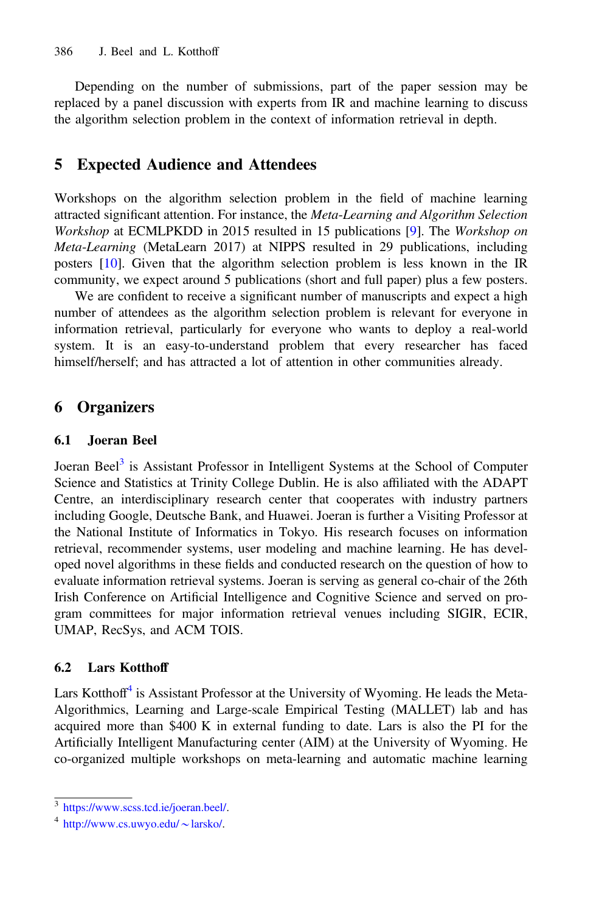Depending on the number of submissions, part of the paper session may be replaced by a panel discussion with experts from IR and machine learning to discuss the algorithm selection problem in the context of information retrieval in depth.

## 5 Expected Audience and Attendees

Workshops on the algorithm selection problem in the field of machine learning attracted significant attention. For instance, the *Meta-Learning and Algorithm Selection Workshop* at ECMLPKDD in 2015 resulted in 15 publications [9]. The *Workshop on Meta-Learning* (MetaLearn 2017) at NIPPS resulted in 29 publications, including posters [10]. Given that the algorithm selection problem is less known in the IR community, we expect around 5 publications (short and full paper) plus a few posters.

We are confident to receive a significant number of manuscripts and expect a high number of attendees as the algorithm selection problem is relevant for everyone in information retrieval, particularly for everyone who wants to deploy a real-world system. It is an easy-to-understand problem that every researcher has faced himself/herself; and has attracted a lot of attention in other communities already.

## 6 Organizers

### 6.1 Joeran Beel

Joeran Beel[3] is Assistant Professor in Intelligent Systems at the School of Computer Science and Statistics at Trinity College Dublin. He is also affiliated with the ADAPT Centre, an interdisciplinary research center that cooperates with industry partners including Google, Deutsche Bank, and Huawei. Joeran is further a Visiting Professor at the National Institute of Informatics in Tokyo. His research focuses on information retrieval, recommender systems, user modeling and machine learning. He has developed novel algorithms in these fields and conducted research on the question of how to evaluate information retrieval systems. Joeran is serving as general co-chair of the 26th Irish Conference on Artificial Intelligence and Cognitive Science and served on program committees for major information retrieval venues including SIGIR, ECIR, UMAP, RecSys, and ACM TOIS.

### 6.2 Lars Kotthoff

Lars Kotthoff[4] is Assistant Professor at the University of Wyoming. He leads the Meta-Algorithmics, Learning and Large-scale Empirical Testing (MALLET) lab and has acquired more than $400 K in external funding to date. Lars is also the PI for the Artificially Intelligent Manufacturing center (AIM) at the University of Wyoming. He co-organized multiple workshops on meta-learning and automatic machine learning

---

[3] https://www.scss.tcd.ie/joeran.beel/.

[4] http://www.cs.uwyo.edu/~larsko/.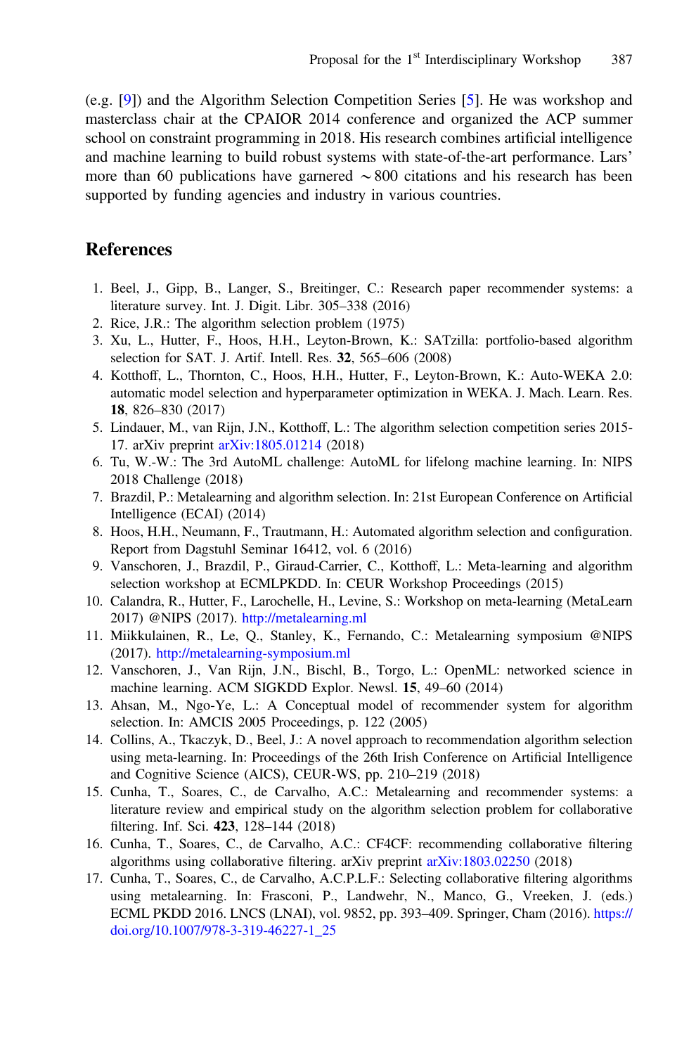(e.g. [9]) and the Algorithm Selection Competition Series [5]. He was workshop and masterclass chair at the CPAIOR 2014 conference and organized the ACP summer school on constraint programming in 2018. His research combines artificial intelligence and machine learning to build robust systems with state-of-the-art performance. Lars' more than 60 publications have garnered $\sim$800 citations and his research has been supported by funding agencies and industry in various countries.

## References

1. Beel, J., Gipp, B., Langer, S., Breitinger, C.: Research paper recommender systems: a literature survey. Int. J. Digit. Libr. 305–338 (2016)
2. Rice, J.R.: The algorithm selection problem (1975)
3. Xu, L., Hutter, F., Hoos, H.H., Leyton-Brown, K.: SATzilla: portfolio-based algorithm selection for SAT. J. Artif. Intell. Res. **32**, 565–606 (2008)
4. Kotthoff, L., Thornton, C., Hoos, H.H., Hutter, F., Leyton-Brown, K.: Auto-WEKA 2.0: automatic model selection and hyperparameter optimization in WEKA. J. Mach. Learn. Res. **18**, 826–830 (2017)
5. Lindauer, M., van Rijn, J.N., Kotthoff, L.: The algorithm selection competition series 2015-17. arXiv preprint arXiv:1805.01214 (2018)
6. Tu, W.-W.: The 3rd AutoML challenge: AutoML for lifelong machine learning. In: NIPS 2018 Challenge (2018)
7. Brazdil, P.: Metalearning and algorithm selection. In: 21st European Conference on Artificial Intelligence (ECAI) (2014)
8. Hoos, H.H., Neumann, F., Trautmann, H.: Automated algorithm selection and configuration. Report from Dagstuhl Seminar 16412, vol. 6 (2016)
9. Vanschoren, J., Brazdil, P., Giraud-Carrier, C., Kotthoff, L.: Meta-learning and algorithm selection workshop at ECMLPKDD. In: CEUR Workshop Proceedings (2015)
10. Calandra, R., Hutter, F., Larochelle, H., Levine, S.: Workshop on meta-learning (MetaLearn 2017) @NIPS (2017). http://metalearning.ml
11. Miikkulainen, R., Le, Q., Stanley, K., Fernando, C.: Metalearning symposium @NIPS (2017). http://metalearning-symposium.ml
12. Vanschoren, J., Van Rijn, J.N., Bischl, B., Torgo, L.: OpenML: networked science in machine learning. ACM SIGKDD Explor. Newsl. **15**, 49–60 (2014)
13. Ahsan, M., Ngo-Ye, L.: A Conceptual model of recommender system for algorithm selection. In: AMCIS 2005 Proceedings, p. 122 (2005)
14. Collins, A., Tkaczyk, D., Beel, J.: A novel approach to recommendation algorithm selection using meta-learning. In: Proceedings of the 26th Irish Conference on Artificial Intelligence and Cognitive Science (AICS), CEUR-WS, pp. 210–219 (2018)
15. Cunha, T., Soares, C., de Carvalho, A.C.: Metalearning and recommender systems: a literature review and empirical study on the algorithm selection problem for collaborative filtering. Inf. Sci. **423**, 128–144 (2018)
16. Cunha, T., Soares, C., de Carvalho, A.C.: CF4CF: recommending collaborative filtering algorithms using collaborative filtering. arXiv preprint arXiv:1803.02250 (2018)
17. Cunha, T., Soares, C., de Carvalho, A.C.P.L.F.: Selecting collaborative filtering algorithms using metalearning. In: Frasconi, P., Landwehr, N., Manco, G., Vreeken, J. (eds.) ECML PKDD 2016. LNCS (LNAI), vol. 9852, pp. 393–409. Springer, Cham (2016). https://doi.org/10.1007/978-3-319-46227-1_25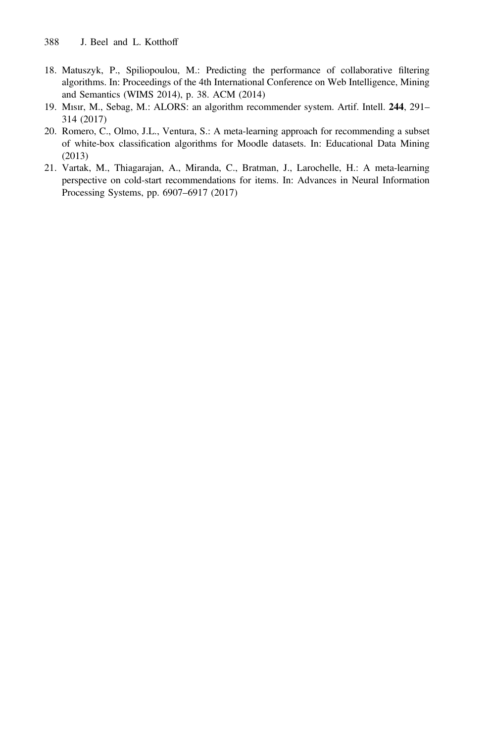18. Matuszyk, P., Spiliopoulou, M.: Predicting the performance of collaborative filtering algorithms. In: Proceedings of the 4th International Conference on Web Intelligence, Mining and Semantics (WIMS 2014), p. 38. ACM (2014)
19. Mısır, M., Sebag, M.: ALORS: an algorithm recommender system. Artif. Intell. **244**, 291–314 (2017)
20. Romero, C., Olmo, J.L., Ventura, S.: A meta-learning approach for recommending a subset of white-box classification algorithms for Moodle datasets. In: Educational Data Mining (2013)
21. Vartak, M., Thiagarajan, A., Miranda, C., Bratman, J., Larochelle, H.: A meta-learning perspective on cold-start recommendations for items. In: Advances in Neural Information Processing Systems, pp. 6907–6917 (2017)